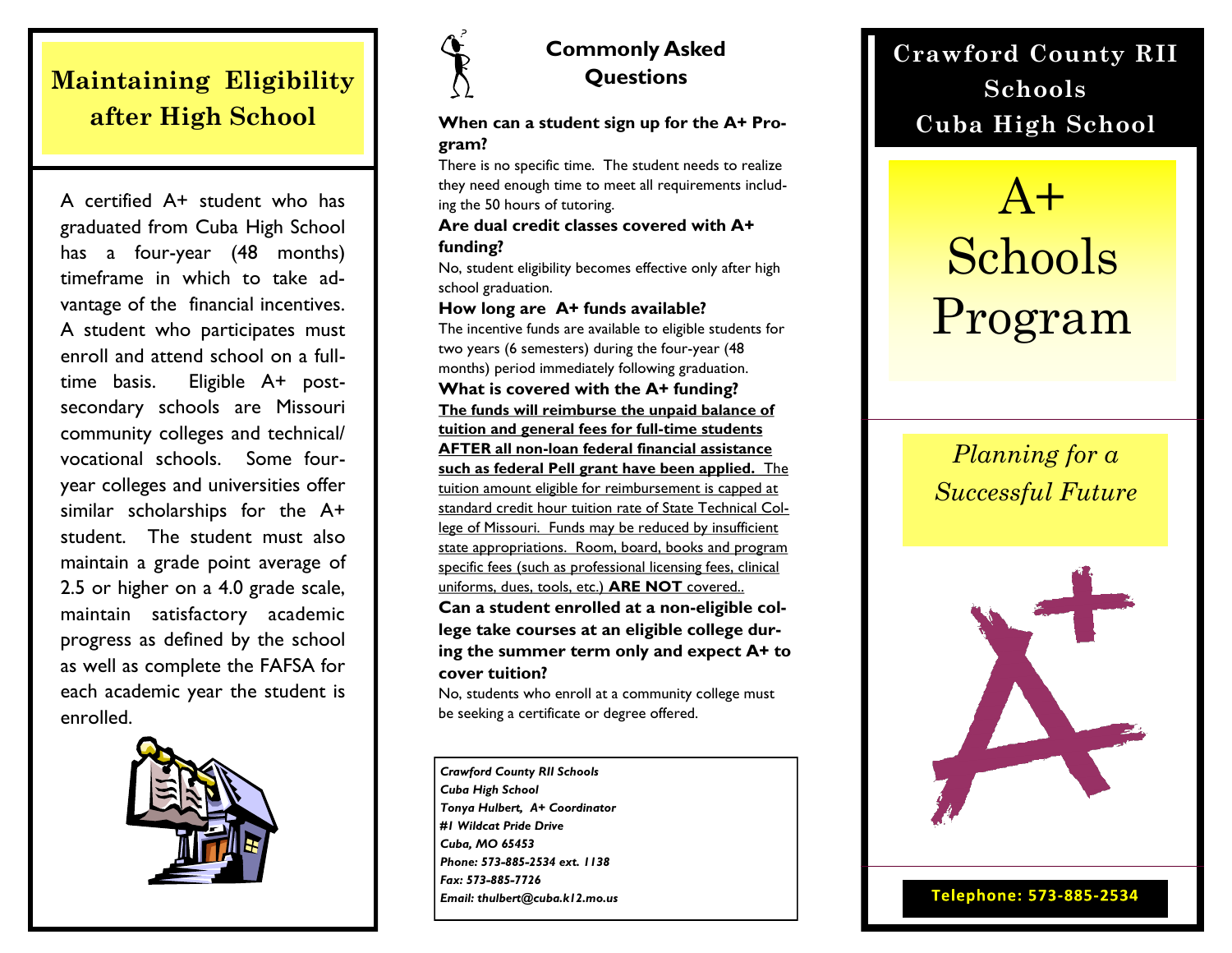## Maintaining Eligibility after High School

A certified A+ student who has graduated from Cuba High School has a four-year (48 months) timeframe in which to take advantage of the financial incentives. A student who participates must enroll and attend school on a full-time basis. Eligible A+ post-secondary schools are Missouri community colleges and technical/ vocational schools. Some four-year colleges and universities offer similar scholarships for the A+ student. The student must also maintain a grade point average of 2.5 or higher on a 4.0 grade scale, maintain satisfactory academic progress as defined by the school as well as complete the FAFSA for each academic year the student is enrolled.

## Commonly Asked Questions

**When can a student sign up for the A+ Program?**

There is no specific time. The student needs to realize they need enough time to meet all requirements including the 50 hours of tutoring.

**Are dual credit classes covered with A+ funding?**

No, student eligibility becomes effective only after high school graduation.

**How long are A+ funds available?**

The incentive funds are available to eligible students for two years (6 semesters) during the four-year (48 months) period immediately following graduation.

**What is covered with the A+ funding?**

**The funds will reimburse the unpaid balance of tuition and general fees for full-time students AFTER all non-loan federal financial assistance such as federal Pell grant have been applied.** The tuition amount eligible for reimbursement is capped at standard credit hour tuition rate of State Technical College of Missouri. Funds may be reduced by insufficient state appropriations. Room, board, books and program specific fees (such as professional licensing fees, clinical uniforms, dues, tools, etc.) **ARE NOT** covered..

**Can a student enrolled at a non-eligible college take courses at an eligible college during the summer term only and expect A+ to cover tuition?**

No, students who enroll at a community college must be seeking a certificate or degree offered.

*Crawford County RII Schools*
*Cuba High School*
*Tonya Hulbert, A+ Coordinator*
*#1 Wildcat Pride Drive*
*Cuba, MO 65453*
*Phone: 573-885-2534 ext. 1138*
*Fax: 573-885-7726*
*Email: thulbert@cuba.k12.mo.us*

## Crawford County RII Schools
## Cuba High School

# A+ Schools Program

*Planning for a Successful Future*

**Telephone: 573-885-2534**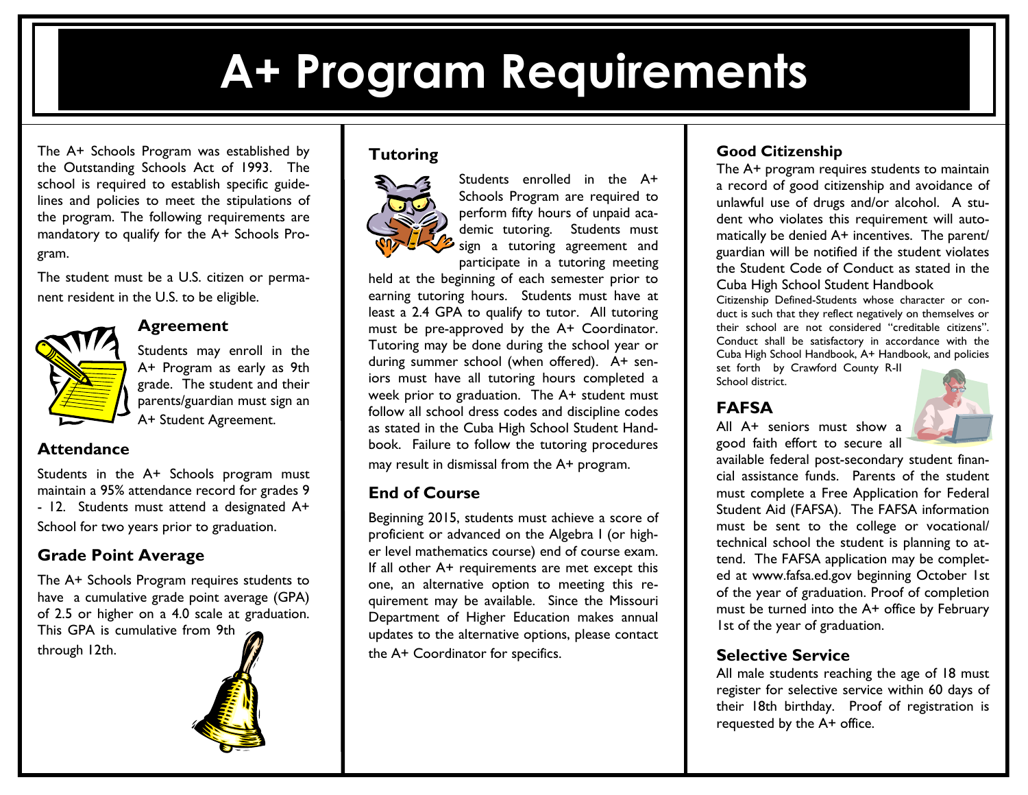# A+ Program Requirements

The A+ Schools Program was established by the Outstanding Schools Act of 1993. The school is required to establish specific guidelines and policies to meet the stipulations of the program. The following requirements are mandatory to qualify for the A+ Schools Program.

The student must be a U.S. citizen or permanent resident in the U.S. to be eligible.

## Agreement

Students may enroll in the A+ Program as early as 9th grade. The student and their parents/guardian must sign an A+ Student Agreement.

## Attendance

Students in the A+ Schools program must maintain a 95% attendance record for grades 9 - 12. Students must attend a designated A+ School for two years prior to graduation.

## Grade Point Average

The A+ Schools Program requires students to have a cumulative grade point average (GPA) of 2.5 or higher on a 4.0 scale at graduation. This GPA is cumulative from 9th through 12th.

## Tutoring

Students enrolled in the A+ Schools Program are required to perform fifty hours of unpaid academic tutoring. Students must sign a tutoring agreement and participate in a tutoring meeting held at the beginning of each semester prior to earning tutoring hours. Students must have at least a 2.4 GPA to qualify to tutor. All tutoring must be pre-approved by the A+ Coordinator. Tutoring may be done during the school year or during summer school (when offered). A+ seniors must have all tutoring hours completed a week prior to graduation. The A+ student must follow all school dress codes and discipline codes as stated in the Cuba High School Student Handbook. Failure to follow the tutoring procedures may result in dismissal from the A+ program.

## End of Course

Beginning 2015, students must achieve a score of proficient or advanced on the Algebra I (or higher level mathematics course) end of course exam. If all other A+ requirements are met except this one, an alternative option to meeting this requirement may be available. Since the Missouri Department of Higher Education makes annual updates to the alternative options, please contact the A+ Coordinator for specifics.

## Good Citizenship

The A+ program requires students to maintain a record of good citizenship and avoidance of unlawful use of drugs and/or alcohol. A student who violates this requirement will automatically be denied A+ incentives. The parent/guardian will be notified if the student violates the Student Code of Conduct as stated in the Cuba High School Student Handbook

Citizenship Defined-Students whose character or conduct is such that they reflect negatively on themselves or their school are not considered "creditable citizens". Conduct shall be satisfactory in accordance with the Cuba High School Handbook, A+ Handbook, and policies set forth by Crawford County R-II School district.

## FAFSA

All A+ seniors must show a good faith effort to secure all available federal post-secondary student financial assistance funds. Parents of the student must complete a Free Application for Federal Student Aid (FAFSA). The FAFSA information must be sent to the college or vocational/technical school the student is planning to attend. The FAFSA application may be completed at www.fafsa.ed.gov beginning October 1st of the year of graduation. Proof of completion must be turned into the A+ office by February 1st of the year of graduation.

## Selective Service

All male students reaching the age of 18 must register for selective service within 60 days of their 18th birthday. Proof of registration is requested by the A+ office.